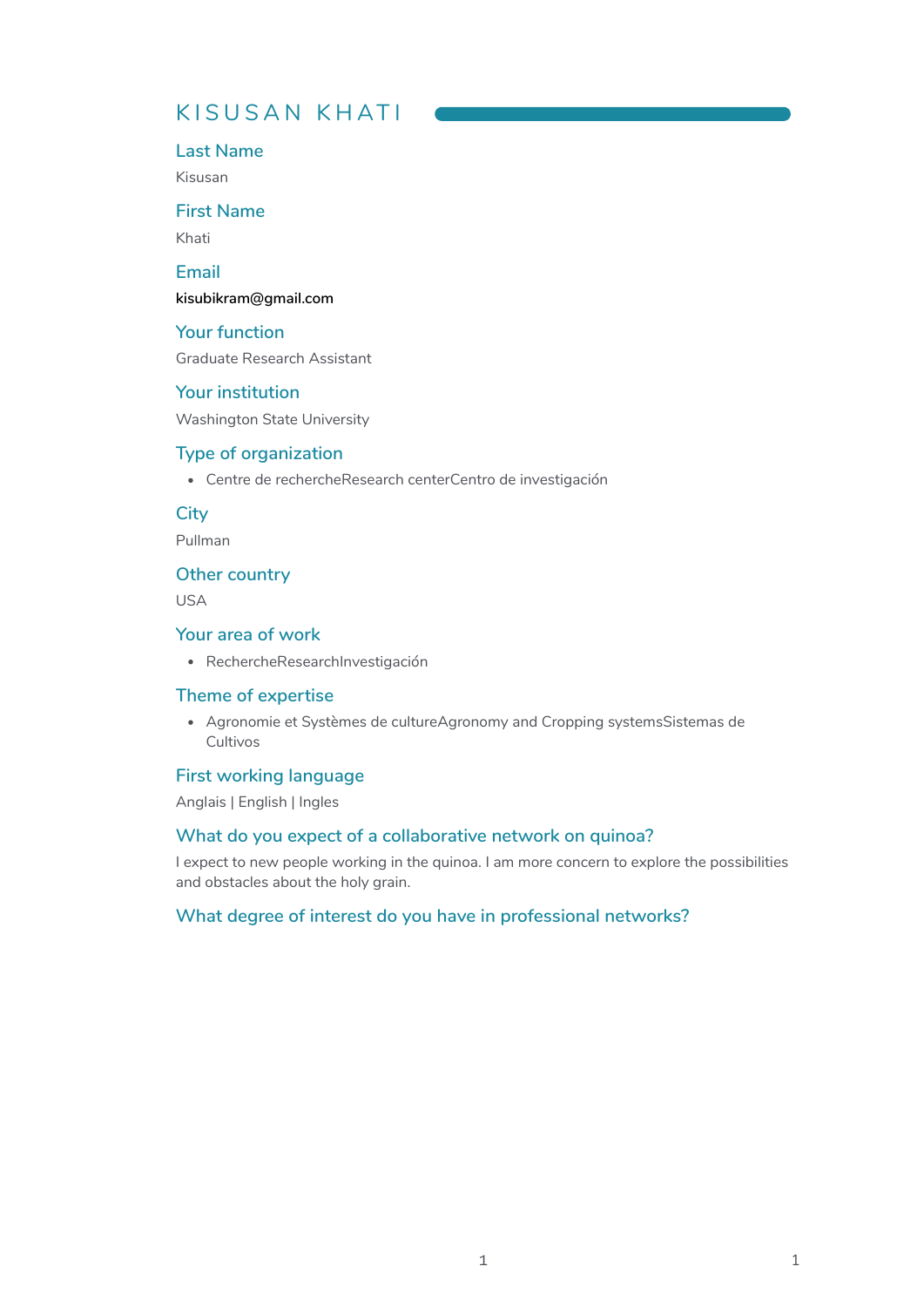# KISUSAN KHATI

## Last Name

Kisusan

## First Name

Khati

## Email

kisubikram@gmail.com

## Your function

Graduate Research Assistant

## Your institution

Washington State University

## Type of organization

- Centre de rechercheResearch centerCentro de investigación

## City

Pullman

## Other country

USA

## Your area of work

- RechercheResearchInvestigación

## Theme of expertise

- Agronomie et Systèmes de cultureAgronomy and Cropping systemsSistemas de Cultivos

## First working language

Anglais | English | Ingles

## What do you expect of a collaborative network on quinoa?

I expect to new people working in the quinoa. I am more concern to explore the possibilities and obstacles about the holy grain.

## What degree of interest do you have in professional networks?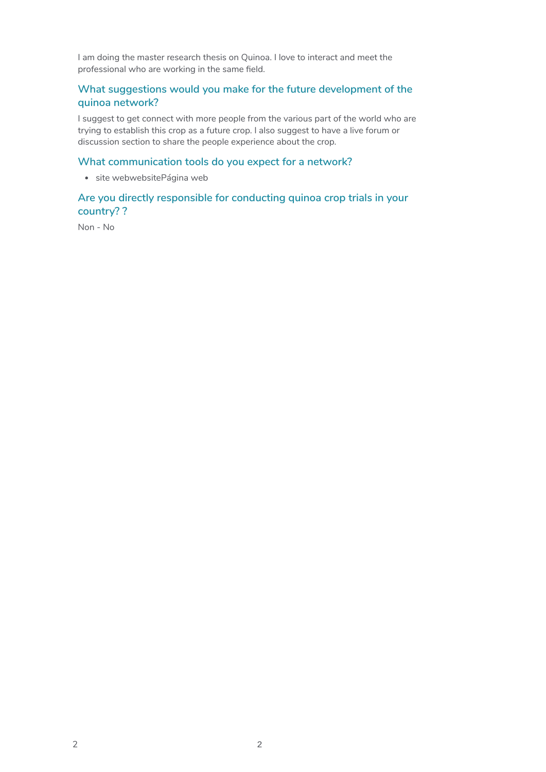I am doing the master research thesis on Quinoa. I love to interact and meet the professional who are working in the same field.

### What suggestions would you make for the future development of the quinoa network?

I suggest to get connect with more people from the various part of the world who are trying to establish this crop as a future crop. I also suggest to have a live forum or discussion section to share the people experience about the crop.

### What communication tools do you expect for a network?

- site webwebsitePágina web

### Are you directly responsible for conducting quinoa crop trials in your country? ?

Non - No